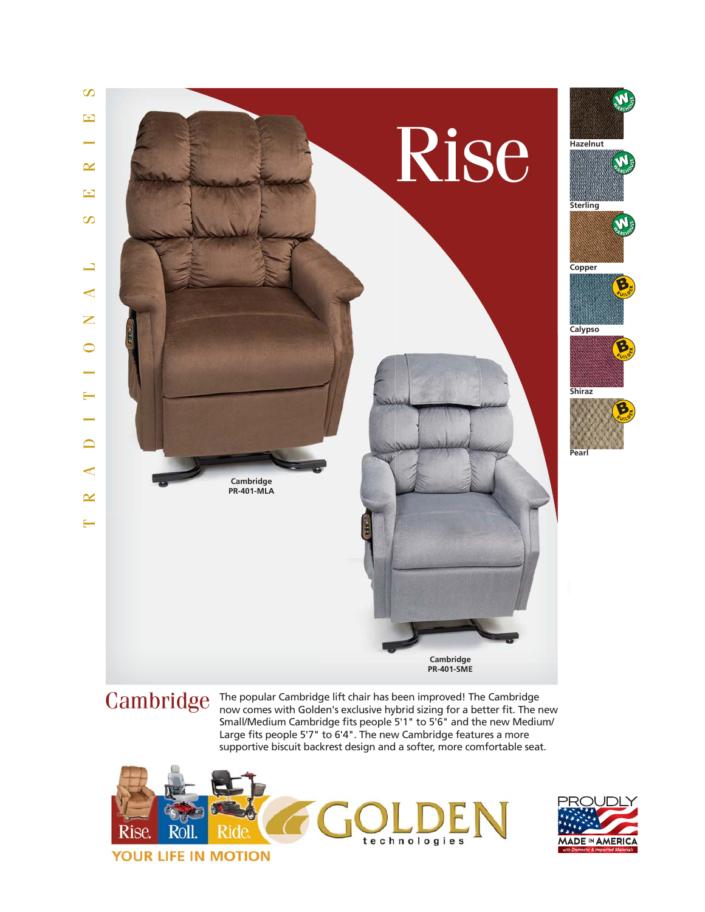TRADITIONAL SERIES

# Rise

Hazelnut

Sterling

Copper

Calypso

Shiraz

Pearl

Cambridge
PR-401-MLA

Cambridge
PR-401-SME

## Cambridge

The popular Cambridge lift chair has been improved! The Cambridge now comes with Golden's exclusive hybrid sizing for a better fit. The new Small/Medium Cambridge fits people 5'1" to 5'6" and the new Medium/Large fits people 5'7" to 6'4". The new Cambridge features a more supportive biscuit backrest design and a softer, more comfortable seat.

Rise. Roll. Ride.

YOUR LIFE IN MOTION

GOLDEN technologies

PROUDLY MADE IN AMERICA
with Domestic & Imported Materials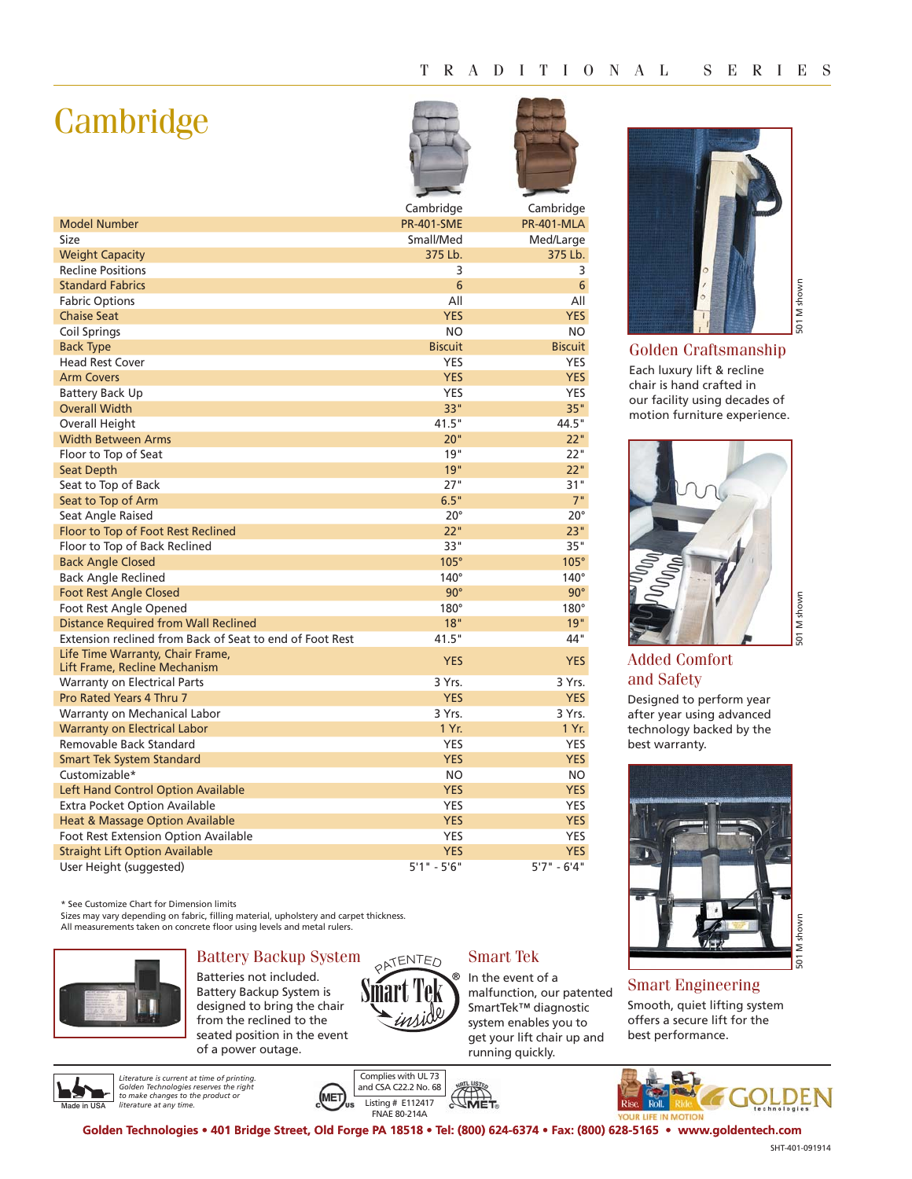# Cambridge

| | Cambridge | Cambridge |
|---|---|---|
| Model Number | PR-401-SME | PR-401-MLA |
| Size | Small/Med | Med/Large |
| Weight Capacity | 375 Lb. | 375 Lb. |
| Recline Positions | 3 | 3 |
| Standard Fabrics | 6 | 6 |
| Fabric Options | All | All |
| Chaise Seat | YES | YES |
| Coil Springs | NO | NO |
| Back Type | Biscuit | Biscuit |
| Head Rest Cover | YES | YES |
| Arm Covers | YES | YES |
| Battery Back Up | YES | YES |
| Overall Width | 33" | 35" |
| Overall Height | 41.5" | 44.5" |
| Width Between Arms | 20" | 22" |
| Floor to Top of Seat | 19" | 22" |
| Seat Depth | 19" | 22" |
| Seat to Top of Back | 27" | 31" |
| Seat to Top of Arm | 6.5" | 7" |
| Seat Angle Raised | 20° | 20° |
| Floor to Top of Foot Rest Reclined | 22" | 23" |
| Floor to Top of Back Reclined | 33" | 35" |
| Back Angle Closed | 105° | 105° |
| Back Angle Reclined | 140° | 140° |
| Foot Rest Angle Closed | 90° | 90° |
| Foot Rest Angle Opened | 180° | 180° |
| Distance Required from Wall Reclined | 18" | 19" |
| Extension reclined from Back of Seat to end of Foot Rest | 41.5" | 44" |
| Life Time Warranty, Chair Frame, Lift Frame, Recline Mechanism | YES | YES |
| Warranty on Electrical Parts | 3 Yrs. | 3 Yrs. |
| Pro Rated Years 4 Thru 7 | YES | YES |
| Warranty on Mechanical Labor | 3 Yrs. | 3 Yrs. |
| Warranty on Electrical Labor | 1 Yr. | 1 Yr. |
| Removable Back Standard | YES | YES |
| Smart Tek System Standard | YES | YES |
| Customizable* | NO | NO |
| Left Hand Control Option Available | YES | YES |
| Extra Pocket Option Available | YES | YES |
| Heat & Massage Option Available | YES | YES |
| Foot Rest Extension Option Available | YES | YES |
| Straight Lift Option Available | YES | YES |
| User Height (suggested) | 5'1" - 5'6" | 5'7" - 6'4" |

\* See Customize Chart for Dimension limits
Sizes may vary depending on fabric, filling material, upholstery and carpet thickness.
All measurements taken on concrete floor using levels and metal rulers.

501 M shown

## Golden Craftsmanship

Each luxury lift & recline chair is hand crafted in our facility using decades of motion furniture experience.

501 M shown

## Added Comfort and Safety

Designed to perform year after year using advanced technology backed by the best warranty.

501 M shown

## Smart Engineering

Smooth, quiet lifting system offers a secure lift for the best performance.

## Battery Backup System

Batteries not included. Battery Backup System is designed to bring the chair from the reclined to the seated position in the event of a power outage.

PATENTED Smart Tek® inside

## Smart Tek

In the event of a malfunction, our patented SmartTek™ diagnostic system enables you to get your lift chair up and running quickly.

Made in USA

*Literature is current at time of printing. Golden Technologies reserves the right to make changes to the product or literature at any time.*

Complies with UL 73 and CSA C22.2 No. 68
Listing # E112417
FNAE 80-214A

Rise. Roll. Ride. GOLDEN technologies — YOUR LIFE IN MOTION

**Golden Technologies • 401 Bridge Street, Old Forge PA 18518 • Tel: (800) 624-6374 • Fax: (800) 628-5165 • www.goldentech.com**

SHT-401-091914